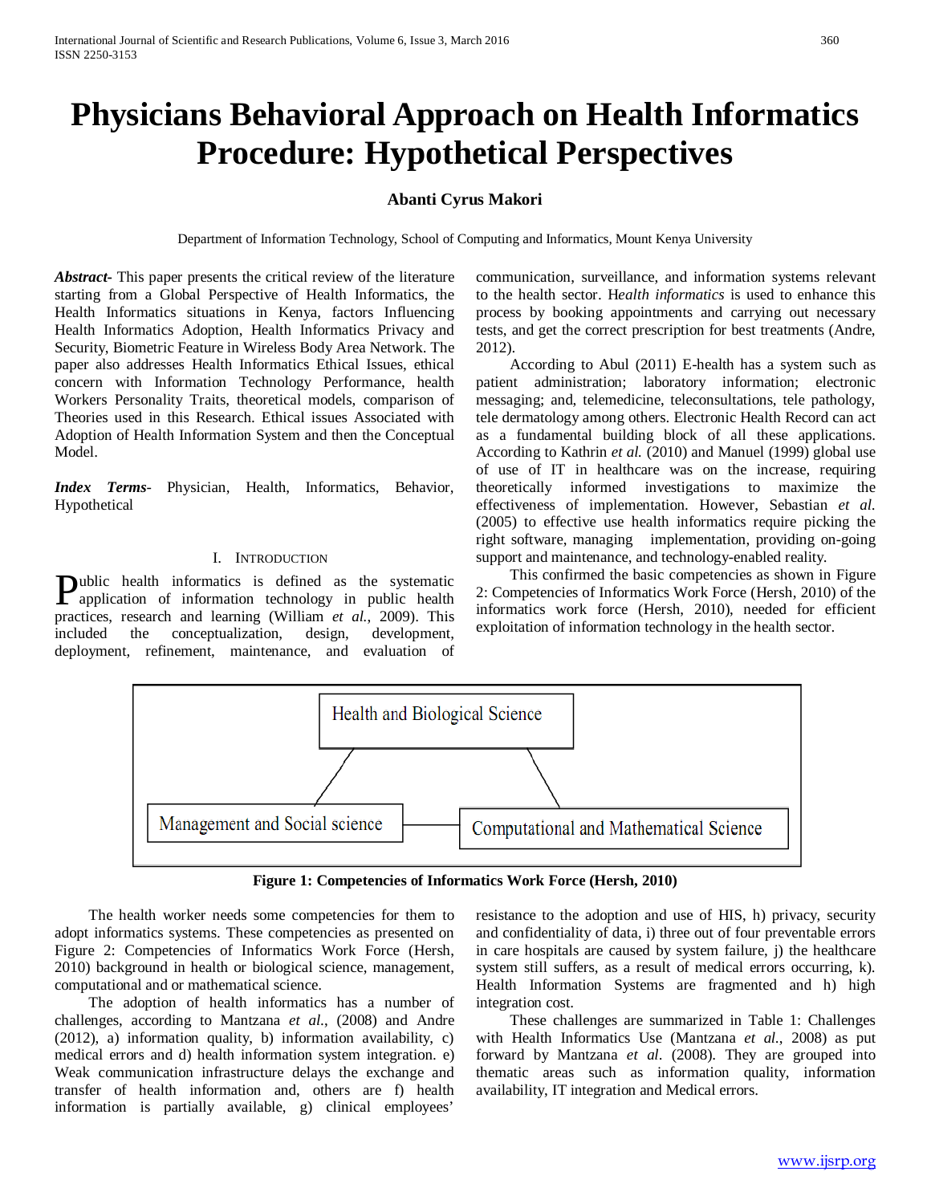# Physicians Behavioral Approach on Health Informatics Procedure: Hypothetical Perspectives

**Abanti Cyrus Makori**

Department of Information Technology, School of Computing and Informatics, Mount Kenya University

***Abstract-*** This paper presents the critical review of the literature starting from a Global Perspective of Health Informatics, the Health Informatics situations in Kenya, factors Influencing Health Informatics Adoption, Health Informatics Privacy and Security, Biometric Feature in Wireless Body Area Network. The paper also addresses Health Informatics Ethical Issues, ethical concern with Information Technology Performance, health Workers Personality Traits, theoretical models, comparison of Theories used in this Research. Ethical issues Associated with Adoption of Health Information System and then the Conceptual Model.

***Index Terms-*** Physician, Health, Informatics, Behavior, Hypothetical

## I. Introduction

Public health informatics is defined as the systematic application of information technology in public health practices, research and learning (William *et al.*, 2009). This included the conceptualization, design, development, deployment, refinement, maintenance, and evaluation of communication, surveillance, and information systems relevant to the health sector. H*ealth informatics* is used to enhance this process by booking appointments and carrying out necessary tests, and get the correct prescription for best treatments (Andre, 2012).

According to Abul (2011) E-health has a system such as patient administration; laboratory information; electronic messaging; and, telemedicine, teleconsultations, tele pathology, tele dermatology among others. Electronic Health Record can act as a fundamental building block of all these applications. According to Kathrin *et al.* (2010) and Manuel (1999) global use of use of IT in healthcare was on the increase, requiring theoretically informed investigations to maximize the effectiveness of implementation. However, Sebastian *et al.* (2005) to effective use health informatics require picking the right software, managing implementation, providing on-going support and maintenance, and technology-enabled reality.

This confirmed the basic competencies as shown in Figure 2: Competencies of Informatics Work Force (Hersh, 2010) of the informatics work force (Hersh, 2010), needed for efficient exploitation of information technology in the health sector.

Health and Biological Science

Management and Social science

Computational and Mathematical Science

**Figure 1: Competencies of Informatics Work Force (Hersh, 2010)**

The health worker needs some competencies for them to adopt informatics systems. These competencies as presented on Figure 2: Competencies of Informatics Work Force (Hersh, 2010) background in health or biological science, management, computational and or mathematical science.

The adoption of health informatics has a number of challenges, according to Mantzana *et al.*, (2008) and Andre (2012), a) information quality, b) information availability, c) medical errors and d) health information system integration. e) Weak communication infrastructure delays the exchange and transfer of health information and, others are f) health information is partially available, g) clinical employees' resistance to the adoption and use of HIS, h) privacy, security and confidentiality of data, i) three out of four preventable errors in care hospitals are caused by system failure, j) the healthcare system still suffers, as a result of medical errors occurring, k). Health Information Systems are fragmented and h) high integration cost.

These challenges are summarized in Table 1: Challenges with Health Informatics Use (Mantzana *et al.*, 2008) as put forward by Mantzana *et al*. (2008). They are grouped into thematic areas such as information quality, information availability, IT integration and Medical errors.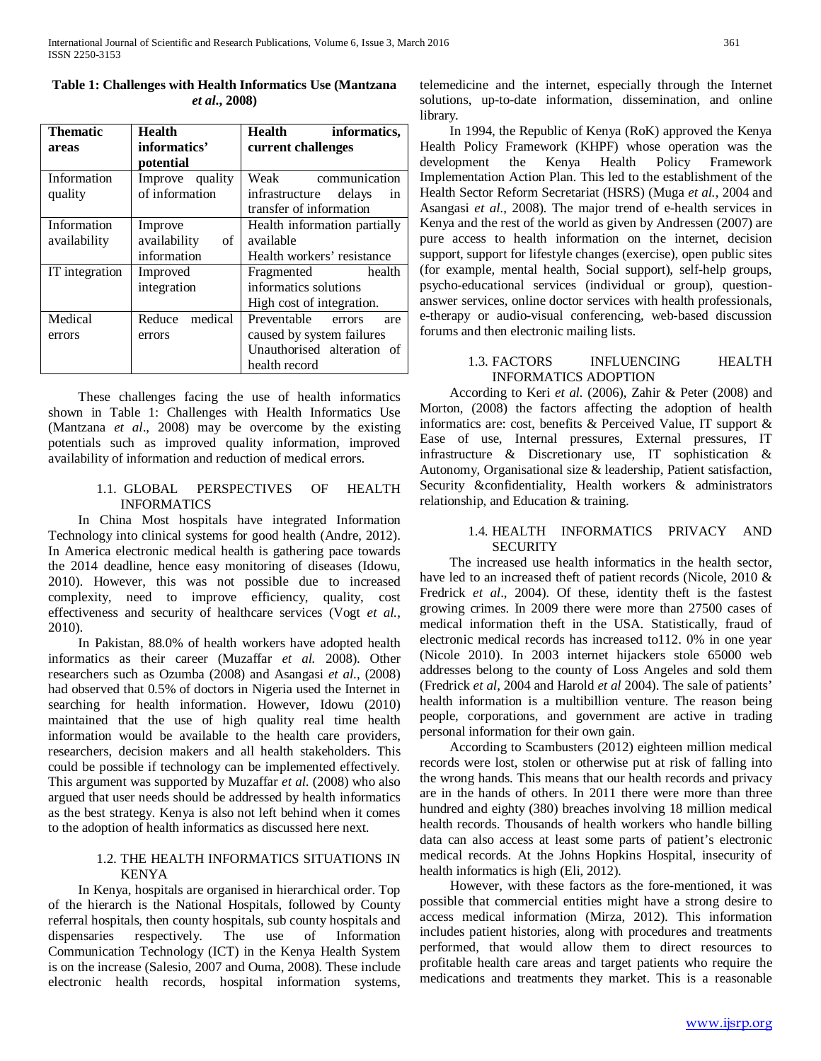**Table 1: Challenges with Health Informatics Use (Mantzana *et al.*, 2008)**

| Thematic areas | Health informatics' potential | Health informatics, current challenges |
|---|---|---|
| Information quality | Improve quality of information | Weak communication infrastructure delays in transfer of information |
| Information availability | Improve availability of information | Health information partially available<br>Health workers' resistance |
| IT integration | Improved integration | Fragmented health informatics solutions<br>High cost of integration. |
| Medical errors | Reduce medical errors | Preventable errors are caused by system failures<br>Unauthorised alteration of health record |

These challenges facing the use of health informatics shown in Table 1: Challenges with Health Informatics Use (Mantzana *et al*., 2008) may be overcome by the existing potentials such as improved quality information, improved availability of information and reduction of medical errors.

### 1.1. GLOBAL PERSPECTIVES OF HEALTH INFORMATICS

In China Most hospitals have integrated Information Technology into clinical systems for good health (Andre, 2012). In America electronic medical health is gathering pace towards the 2014 deadline, hence easy monitoring of diseases (Idowu, 2010). However, this was not possible due to increased complexity, need to improve efficiency, quality, cost effectiveness and security of healthcare services (Vogt *et al.*, 2010).

In Pakistan, 88.0% of health workers have adopted health informatics as their career (Muzaffar *et al.* 2008). Other researchers such as Ozumba (2008) and Asangasi *et al*., (2008) had observed that 0.5% of doctors in Nigeria used the Internet in searching for health information. However, Idowu (2010) maintained that the use of high quality real time health information would be available to the health care providers, researchers, decision makers and all health stakeholders. This could be possible if technology can be implemented effectively. This argument was supported by Muzaffar *et al.* (2008) who also argued that user needs should be addressed by health informatics as the best strategy. Kenya is also not left behind when it comes to the adoption of health informatics as discussed here next.

### 1.2. THE HEALTH INFORMATICS SITUATIONS IN KENYA

In Kenya, hospitals are organised in hierarchical order. Top of the hierarch is the National Hospitals, followed by County referral hospitals, then county hospitals, sub county hospitals and dispensaries respectively. The use of Information Communication Technology (ICT) in the Kenya Health System is on the increase (Salesio, 2007 and Ouma, 2008). These include electronic health records, hospital information systems, telemedicine and the internet, especially through the Internet solutions, up-to-date information, dissemination, and online library.

In 1994, the Republic of Kenya (RoK) approved the Kenya Health Policy Framework (KHPF) whose operation was the development the Kenya Health Policy Framework Implementation Action Plan. This led to the establishment of the Health Sector Reform Secretariat (HSRS) (Muga *et al.*, 2004 and Asangasi *et al*., 2008). The major trend of e-health services in Kenya and the rest of the world as given by Andressen (2007) are pure access to health information on the internet, decision support, support for lifestyle changes (exercise), open public sites (for example, mental health, Social support), self-help groups, psycho-educational services (individual or group), question-answer services, online doctor services with health professionals, e-therapy or audio-visual conferencing, web-based discussion forums and then electronic mailing lists.

### 1.3. FACTORS INFLUENCING HEALTH INFORMATICS ADOPTION

According to Keri *et al*. (2006), Zahir & Peter (2008) and Morton, (2008) the factors affecting the adoption of health informatics are: cost, benefits & Perceived Value, IT support & Ease of use, Internal pressures, External pressures, IT infrastructure & Discretionary use, IT sophistication & Autonomy, Organisational size & leadership, Patient satisfaction, Security &confidentiality, Health workers & administrators relationship, and Education & training.

### 1.4. HEALTH INFORMATICS PRIVACY AND SECURITY

The increased use health informatics in the health sector, have led to an increased theft of patient records (Nicole, 2010 & Fredrick *et al*., 2004). Of these, identity theft is the fastest growing crimes. In 2009 there were more than 27500 cases of medical information theft in the USA. Statistically, fraud of electronic medical records has increased to112. 0% in one year (Nicole 2010). In 2003 internet hijackers stole 65000 web addresses belonging to the county of Loss Angeles and sold them (Fredrick *et al*, 2004 and Harold *et al* 2004). The sale of patients' health information is a multibillion venture. The reason being people, corporations, and government are active in trading personal information for their own gain.

According to Scambusters (2012) eighteen million medical records were lost, stolen or otherwise put at risk of falling into the wrong hands. This means that our health records and privacy are in the hands of others. In 2011 there were more than three hundred and eighty (380) breaches involving 18 million medical health records. Thousands of health workers who handle billing data can also access at least some parts of patient's electronic medical records. At the Johns Hopkins Hospital, insecurity of health informatics is high (Eli, 2012).

However, with these factors as the fore-mentioned, it was possible that commercial entities might have a strong desire to access medical information (Mirza, 2012). This information includes patient histories, along with procedures and treatments performed, that would allow them to direct resources to profitable health care areas and target patients who require the medications and treatments they market. This is a reasonable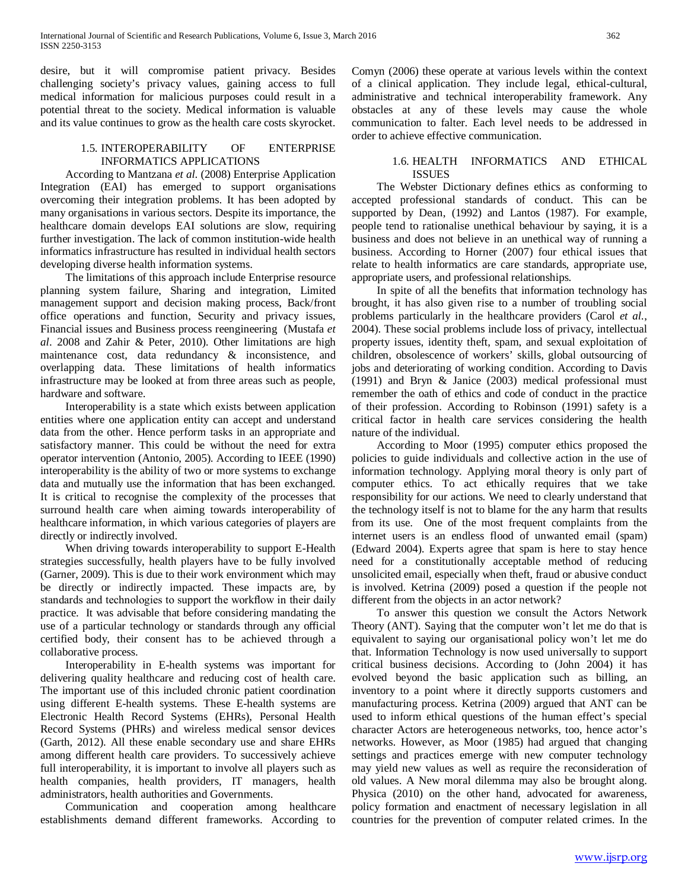desire, but it will compromise patient privacy. Besides challenging society's privacy values, gaining access to full medical information for malicious purposes could result in a potential threat to the society. Medical information is valuable and its value continues to grow as the health care costs skyrocket.

### 1.5. INTEROPERABILITY OF ENTERPRISE INFORMATICS APPLICATIONS

According to Mantzana *et al*. (2008) Enterprise Application Integration (EAI) has emerged to support organisations overcoming their integration problems. It has been adopted by many organisations in various sectors. Despite its importance, the healthcare domain develops EAI solutions are slow, requiring further investigation. The lack of common institution-wide health informatics infrastructure has resulted in individual health sectors developing diverse health information systems.

The limitations of this approach include Enterprise resource planning system failure, Sharing and integration, Limited management support and decision making process, Back/front office operations and function, Security and privacy issues, Financial issues and Business process reengineering (Mustafa *et al*. 2008 and Zahir & Peter, 2010). Other limitations are high maintenance cost, data redundancy & inconsistence, and overlapping data. These limitations of health informatics infrastructure may be looked at from three areas such as people, hardware and software.

Interoperability is a state which exists between application entities where one application entity can accept and understand data from the other. Hence perform tasks in an appropriate and satisfactory manner. This could be without the need for extra operator intervention (Antonio, 2005). According to IEEE (1990) interoperability is the ability of two or more systems to exchange data and mutually use the information that has been exchanged. It is critical to recognise the complexity of the processes that surround health care when aiming towards interoperability of healthcare information, in which various categories of players are directly or indirectly involved.

When driving towards interoperability to support E-Health strategies successfully, health players have to be fully involved (Garner, 2009). This is due to their work environment which may be directly or indirectly impacted. These impacts are, by standards and technologies to support the workflow in their daily practice. It was advisable that before considering mandating the use of a particular technology or standards through any official certified body, their consent has to be achieved through a collaborative process.

Interoperability in E-health systems was important for delivering quality healthcare and reducing cost of health care. The important use of this included chronic patient coordination using different E-health systems. These E-health systems are Electronic Health Record Systems (EHRs), Personal Health Record Systems (PHRs) and wireless medical sensor devices (Garth, 2012). All these enable secondary use and share EHRs among different health care providers. To successively achieve full interoperability, it is important to involve all players such as health companies, health providers, IT managers, health administrators, health authorities and Governments.

Communication and cooperation among healthcare establishments demand different frameworks. According to Comyn (2006) these operate at various levels within the context of a clinical application. They include legal, ethical-cultural, administrative and technical interoperability framework. Any obstacles at any of these levels may cause the whole communication to falter. Each level needs to be addressed in order to achieve effective communication.

### 1.6. HEALTH INFORMATICS AND ETHICAL ISSUES

The Webster Dictionary defines ethics as conforming to accepted professional standards of conduct. This can be supported by Dean, (1992) and Lantos (1987). For example, people tend to rationalise unethical behaviour by saying, it is a business and does not believe in an unethical way of running a business. According to Horner (2007) four ethical issues that relate to health informatics are care standards, appropriate use, appropriate users, and professional relationships.

In spite of all the benefits that information technology has brought, it has also given rise to a number of troubling social problems particularly in the healthcare providers (Carol *et al.*, 2004). These social problems include loss of privacy, intellectual property issues, identity theft, spam, and sexual exploitation of children, obsolescence of workers' skills, global outsourcing of jobs and deteriorating of working condition. According to Davis (1991) and Bryn & Janice (2003) medical professional must remember the oath of ethics and code of conduct in the practice of their profession. According to Robinson (1991) safety is a critical factor in health care services considering the health nature of the individual.

According to Moor (1995) computer ethics proposed the policies to guide individuals and collective action in the use of information technology. Applying moral theory is only part of computer ethics. To act ethically requires that we take responsibility for our actions. We need to clearly understand that the technology itself is not to blame for the any harm that results from its use. One of the most frequent complaints from the internet users is an endless flood of unwanted email (spam) (Edward 2004). Experts agree that spam is here to stay hence need for a constitutionally acceptable method of reducing unsolicited email, especially when theft, fraud or abusive conduct is involved. Ketrina (2009) posed a question if the people not different from the objects in an actor network?

To answer this question we consult the Actors Network Theory (ANT). Saying that the computer won't let me do that is equivalent to saying our organisational policy won't let me do that. Information Technology is now used universally to support critical business decisions. According to (John 2004) it has evolved beyond the basic application such as billing, an inventory to a point where it directly supports customers and manufacturing process. Ketrina (2009) argued that ANT can be used to inform ethical questions of the human effect's special character Actors are heterogeneous networks, too, hence actor's networks. However, as Moor (1985) had argued that changing settings and practices emerge with new computer technology may yield new values as well as require the reconsideration of old values. A New moral dilemma may also be brought along. Physica (2010) on the other hand, advocated for awareness, policy formation and enactment of necessary legislation in all countries for the prevention of computer related crimes. In the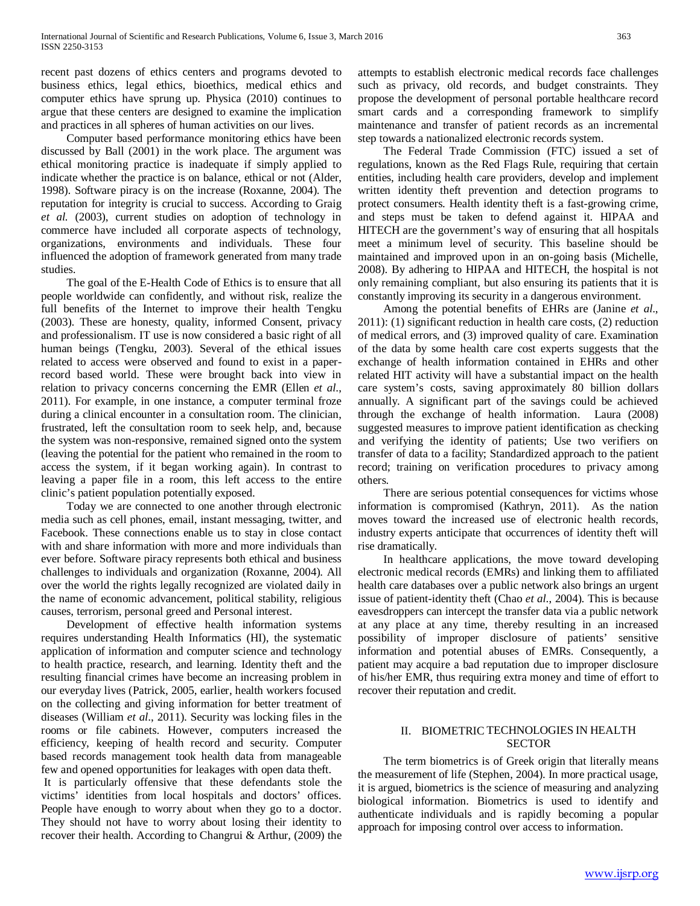recent past dozens of ethics centers and programs devoted to business ethics, legal ethics, bioethics, medical ethics and computer ethics have sprung up. Physica (2010) continues to argue that these centers are designed to examine the implication and practices in all spheres of human activities on our lives.

Computer based performance monitoring ethics have been discussed by Ball (2001) in the work place. The argument was ethical monitoring practice is inadequate if simply applied to indicate whether the practice is on balance, ethical or not (Alder, 1998). Software piracy is on the increase (Roxanne, 2004). The reputation for integrity is crucial to success. According to Graig *et al.* (2003), current studies on adoption of technology in commerce have included all corporate aspects of technology, organizations, environments and individuals. These four influenced the adoption of framework generated from many trade studies.

The goal of the E-Health Code of Ethics is to ensure that all people worldwide can confidently, and without risk, realize the full benefits of the Internet to improve their health Tengku (2003). These are honesty, quality, informed Consent, privacy and professionalism. IT use is now considered a basic right of all human beings (Tengku, 2003). Several of the ethical issues related to access were observed and found to exist in a paper-record based world. These were brought back into view in relation to privacy concerns concerning the EMR (Ellen *et al.*, 2011). For example, in one instance, a computer terminal froze during a clinical encounter in a consultation room. The clinician, frustrated, left the consultation room to seek help, and, because the system was non-responsive, remained signed onto the system (leaving the potential for the patient who remained in the room to access the system, if it began working again). In contrast to leaving a paper file in a room, this left access to the entire clinic's patient population potentially exposed.

Today we are connected to one another through electronic media such as cell phones, email, instant messaging, twitter, and Facebook. These connections enable us to stay in close contact with and share information with more and more individuals than ever before. Software piracy represents both ethical and business challenges to individuals and organization (Roxanne, 2004). All over the world the rights legally recognized are violated daily in the name of economic advancement, political stability, religious causes, terrorism, personal greed and Personal interest.

Development of effective health information systems requires understanding Health Informatics (HI), the systematic application of information and computer science and technology to health practice, research, and learning. Identity theft and the resulting financial crimes have become an increasing problem in our everyday lives (Patrick, 2005, earlier, health workers focused on the collecting and giving information for better treatment of diseases (William *et al*., 2011). Security was locking files in the rooms or file cabinets. However, computers increased the efficiency, keeping of health record and security. Computer based records management took health data from manageable few and opened opportunities for leakages with open data theft.

It is particularly offensive that these defendants stole the victims' identities from local hospitals and doctors' offices. People have enough to worry about when they go to a doctor. They should not have to worry about losing their identity to recover their health. According to Changrui & Arthur, (2009) the attempts to establish electronic medical records face challenges such as privacy, old records, and budget constraints. They propose the development of personal portable healthcare record smart cards and a corresponding framework to simplify maintenance and transfer of patient records as an incremental step towards a nationalized electronic records system.

The Federal Trade Commission (FTC) issued a set of regulations, known as the Red Flags Rule, requiring that certain entities, including health care providers, develop and implement written identity theft prevention and detection programs to protect consumers. Health identity theft is a fast-growing crime, and steps must be taken to defend against it. HIPAA and HITECH are the government's way of ensuring that all hospitals meet a minimum level of security. This baseline should be maintained and improved upon in an on-going basis (Michelle, 2008). By adhering to HIPAA and HITECH, the hospital is not only remaining compliant, but also ensuring its patients that it is constantly improving its security in a dangerous environment.

Among the potential benefits of EHRs are (Janine *et al*., 2011): (1) significant reduction in health care costs, (2) reduction of medical errors, and (3) improved quality of care. Examination of the data by some health care cost experts suggests that the exchange of health information contained in EHRs and other related HIT activity will have a substantial impact on the health care system's costs, saving approximately 80 billion dollars annually. A significant part of the savings could be achieved through the exchange of health information. Laura (2008) suggested measures to improve patient identification as checking and verifying the identity of patients; Use two verifiers on transfer of data to a facility; Standardized approach to the patient record; training on verification procedures to privacy among others.

There are serious potential consequences for victims whose information is compromised (Kathryn, 2011). As the nation moves toward the increased use of electronic health records, industry experts anticipate that occurrences of identity theft will rise dramatically.

In healthcare applications, the move toward developing electronic medical records (EMRs) and linking them to affiliated health care databases over a public network also brings an urgent issue of patient-identity theft (Chao *et al.*, 2004). This is because eavesdroppers can intercept the transfer data via a public network at any place at any time, thereby resulting in an increased possibility of improper disclosure of patients' sensitive information and potential abuses of EMRs. Consequently, a patient may acquire a bad reputation due to improper disclosure of his/her EMR, thus requiring extra money and time of effort to recover their reputation and credit.

## II. BIOMETRIC TECHNOLOGIES IN HEALTH SECTOR

The term biometrics is of Greek origin that literally means the measurement of life (Stephen, 2004). In more practical usage, it is argued, biometrics is the science of measuring and analyzing biological information. Biometrics is used to identify and authenticate individuals and is rapidly becoming a popular approach for imposing control over access to information.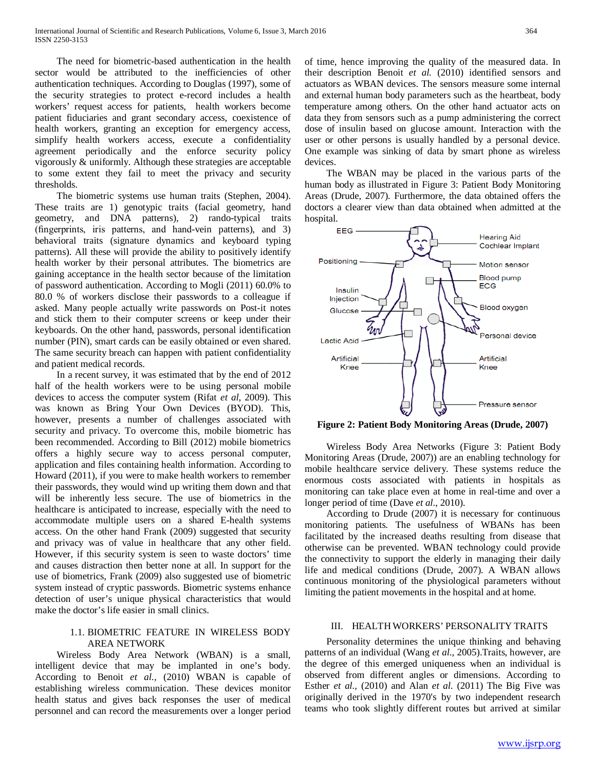The need for biometric-based authentication in the health sector would be attributed to the inefficiencies of other authentication techniques. According to Douglas (1997), some of the security strategies to protect e-record includes a health workers' request access for patients, health workers become patient fiduciaries and grant secondary access, coexistence of health workers, granting an exception for emergency access, simplify health workers access, execute a confidentiality agreement periodically and the enforce security policy vigorously & uniformly. Although these strategies are acceptable to some extent they fail to meet the privacy and security thresholds.

The biometric systems use human traits (Stephen, 2004). These traits are 1) genotypic traits (facial geometry, hand geometry, and DNA patterns), 2) rando-typical traits (fingerprints, iris patterns, and hand-vein patterns), and 3) behavioral traits (signature dynamics and keyboard typing patterns). All these will provide the ability to positively identify health worker by their personal attributes. The biometrics are gaining acceptance in the health sector because of the limitation of password authentication. According to Mogli (2011) 60.0% to 80.0 % of workers disclose their passwords to a colleague if asked. Many people actually write passwords on Post-it notes and stick them to their computer screens or keep under their keyboards. On the other hand, passwords, personal identification number (PIN), smart cards can be easily obtained or even shared. The same security breach can happen with patient confidentiality and patient medical records.

In a recent survey, it was estimated that by the end of 2012 half of the health workers were to be using personal mobile devices to access the computer system (Rifat *et al*, 2009). This was known as Bring Your Own Devices (BYOD). This, however, presents a number of challenges associated with security and privacy. To overcome this, mobile biometric has been recommended. According to Bill (2012) mobile biometrics offers a highly secure way to access personal computer, application and files containing health information. According to Howard (2011), if you were to make health workers to remember their passwords, they would wind up writing them down and that will be inherently less secure. The use of biometrics in the healthcare is anticipated to increase, especially with the need to accommodate multiple users on a shared E-health systems access. On the other hand Frank (2009) suggested that security and privacy was of value in healthcare that any other field. However, if this security system is seen to waste doctors' time and causes distraction then better none at all. In support for the use of biometrics, Frank (2009) also suggested use of biometric system instead of cryptic passwords. Biometric systems enhance detection of user's unique physical characteristics that would make the doctor's life easier in small clinics.

### 1.1. BIOMETRIC FEATURE IN WIRELESS BODY AREA NETWORK

Wireless Body Area Network (WBAN) is a small, intelligent device that may be implanted in one's body. According to Benoit *et al.,* (2010) WBAN is capable of establishing wireless communication. These devices monitor health status and gives back responses the user of medical personnel and can record the measurements over a longer period of time, hence improving the quality of the measured data. In their description Benoit *et al.* (2010) identified sensors and actuators as WBAN devices. The sensors measure some internal and external human body parameters such as the heartbeat, body temperature among others. On the other hand actuator acts on data they from sensors such as a pump administering the correct dose of insulin based on glucose amount. Interaction with the user or other persons is usually handled by a personal device. One example was sinking of data by smart phone as wireless devices.

The WBAN may be placed in the various parts of the human body as illustrated in Figure 3: Patient Body Monitoring Areas (Drude, 2007). Furthermore, the data obtained offers the doctors a clearer view than data obtained when admitted at the hospital.

EEG
Hearing Aid
Cochlear Implant
Positioning
Motion sensor
Blood pump
ECG
Insulin
Injection
Glucose
Blood oxygen
Personal device
Lactic Acid
Artificial
Knee
Artificial
Knee
Pressure sensor

**Figure 2: Patient Body Monitoring Areas (Drude, 2007)**

Wireless Body Area Networks (Figure 3: Patient Body Monitoring Areas (Drude, 2007)) are an enabling technology for mobile healthcare service delivery. These systems reduce the enormous costs associated with patients in hospitals as monitoring can take place even at home in real-time and over a longer period of time (Dave *et al*., 2010).

According to Drude (2007) it is necessary for continuous monitoring patients. The usefulness of WBANs has been facilitated by the increased deaths resulting from disease that otherwise can be prevented. WBAN technology could provide the connectivity to support the elderly in managing their daily life and medical conditions (Drude, 2007). A WBAN allows continuous monitoring of the physiological parameters without limiting the patient movements in the hospital and at home.

## III. HEALTH WORKERS' PERSONALITY TRAITS

Personality determines the unique thinking and behaving patterns of an individual (Wang *et al.,* 2005).Traits, however, are the degree of this emerged uniqueness when an individual is observed from different angles or dimensions. According to Esther *et al.,* (2010) and Alan *et al.* (2011) The Big Five was originally derived in the 1970's by two independent research teams who took slightly different routes but arrived at similar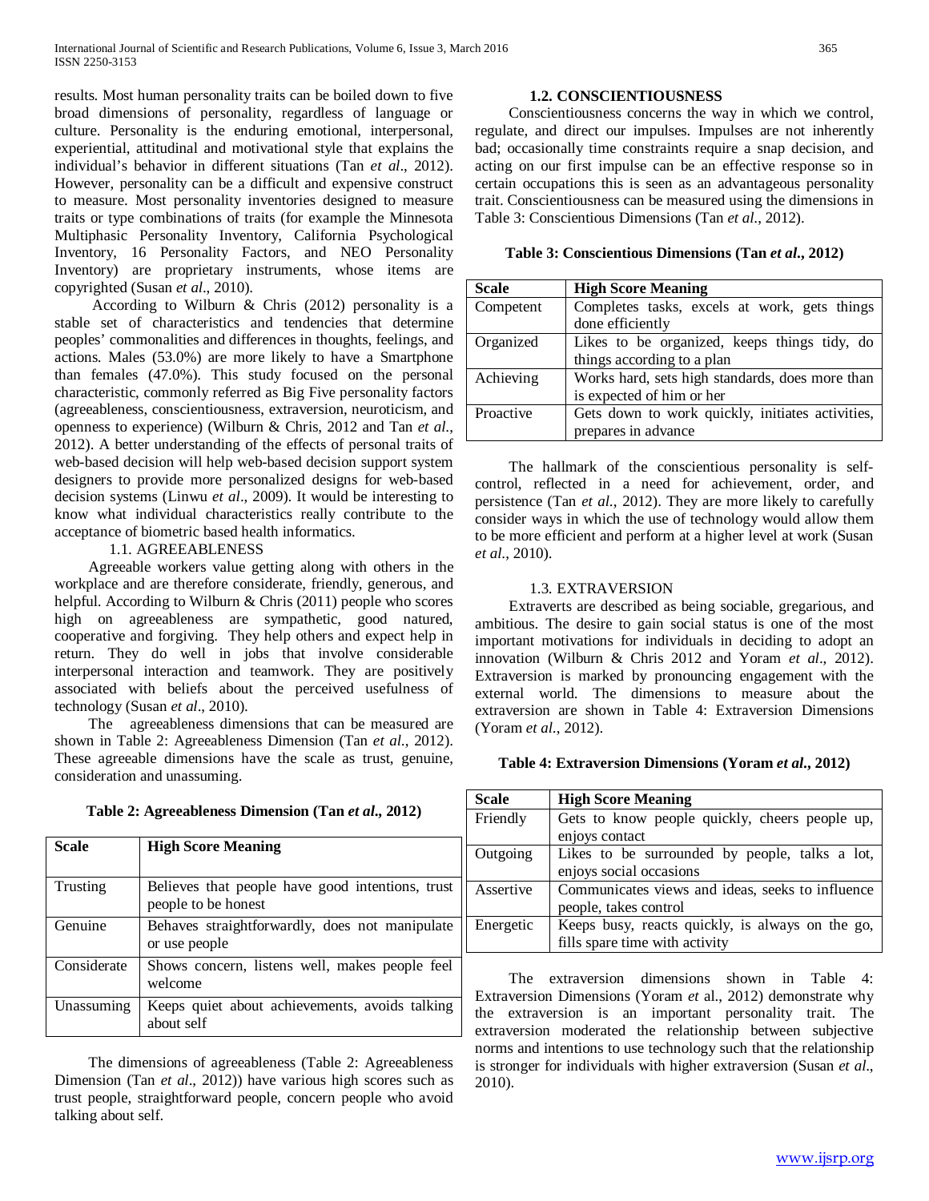results. Most human personality traits can be boiled down to five broad dimensions of personality, regardless of language or culture. Personality is the enduring emotional, interpersonal, experiential, attitudinal and motivational style that explains the individual's behavior in different situations (Tan *et al*., 2012). However, personality can be a difficult and expensive construct to measure. Most personality inventories designed to measure traits or type combinations of traits (for example the Minnesota Multiphasic Personality Inventory, California Psychological Inventory, 16 Personality Factors, and NEO Personality Inventory) are proprietary instruments, whose items are copyrighted (Susan *et al*., 2010).

According to Wilburn & Chris (2012) personality is a stable set of characteristics and tendencies that determine peoples' commonalities and differences in thoughts, feelings, and actions. Males (53.0%) are more likely to have a Smartphone than females (47.0%). This study focused on the personal characteristic, commonly referred as Big Five personality factors (agreeableness, conscientiousness, extraversion, neuroticism, and openness to experience) (Wilburn & Chris, 2012 and Tan *et al*., 2012). A better understanding of the effects of personal traits of web-based decision will help web-based decision support system designers to provide more personalized designs for web-based decision systems (Linwu *et al*., 2009). It would be interesting to know what individual characteristics really contribute to the acceptance of biometric based health informatics.

### 1.1. AGREEABLENESS

Agreeable workers value getting along with others in the workplace and are therefore considerate, friendly, generous, and helpful. According to Wilburn & Chris (2011) people who scores high on agreeableness are sympathetic, good natured, cooperative and forgiving. They help others and expect help in return. They do well in jobs that involve considerable interpersonal interaction and teamwork. They are positively associated with beliefs about the perceived usefulness of technology (Susan *et al*., 2010).

The agreeableness dimensions that can be measured are shown in Table 2: Agreeableness Dimension (Tan *et al*., 2012). These agreeable dimensions have the scale as trust, genuine, consideration and unassuming.

**Table 2: Agreeableness Dimension (Tan *et al*., 2012)**

| Scale | High Score Meaning |
|---|---|
| Trusting | Believes that people have good intentions, trust people to be honest |
| Genuine | Behaves straightforwardly, does not manipulate or use people |
| Considerate | Shows concern, listens well, makes people feel welcome |
| Unassuming | Keeps quiet about achievements, avoids talking about self |

The dimensions of agreeableness (Table 2: Agreeableness Dimension (Tan *et al*., 2012)) have various high scores such as trust people, straightforward people, concern people who avoid talking about self.

### 1.2. CONSCIENTIOUSNESS

Conscientiousness concerns the way in which we control, regulate, and direct our impulses. Impulses are not inherently bad; occasionally time constraints require a snap decision, and acting on our first impulse can be an effective response so in certain occupations this is seen as an advantageous personality trait. Conscientiousness can be measured using the dimensions in Table 3: Conscientious Dimensions (Tan *et al*., 2012).

**Table 3: Conscientious Dimensions (Tan *et al*., 2012)**

| Scale | High Score Meaning |
|---|---|
| Competent | Completes tasks, excels at work, gets things done efficiently |
| Organized | Likes to be organized, keeps things tidy, do things according to a plan |
| Achieving | Works hard, sets high standards, does more than is expected of him or her |
| Proactive | Gets down to work quickly, initiates activities, prepares in advance |

The hallmark of the conscientious personality is self-control, reflected in a need for achievement, order, and persistence (Tan *et al*., 2012). They are more likely to carefully consider ways in which the use of technology would allow them to be more efficient and perform at a higher level at work (Susan *et al*., 2010).

### 1.3. EXTRAVERSION

Extraverts are described as being sociable, gregarious, and ambitious. The desire to gain social status is one of the most important motivations for individuals in deciding to adopt an innovation (Wilburn & Chris 2012 and Yoram *et al*., 2012). Extraversion is marked by pronouncing engagement with the external world. The dimensions to measure about the extraversion are shown in Table 4: Extraversion Dimensions (Yoram *et al*., 2012).

**Table 4: Extraversion Dimensions (Yoram *et al*., 2012)**

| Scale | High Score Meaning |
|---|---|
| Friendly | Gets to know people quickly, cheers people up, enjoys contact |
| Outgoing | Likes to be surrounded by people, talks a lot, enjoys social occasions |
| Assertive | Communicates views and ideas, seeks to influence people, takes control |
| Energetic | Keeps busy, reacts quickly, is always on the go, fills spare time with activity |

The extraversion dimensions shown in Table 4: Extraversion Dimensions (Yoram *et* al., 2012) demonstrate why the extraversion is an important personality trait. The extraversion moderated the relationship between subjective norms and intentions to use technology such that the relationship is stronger for individuals with higher extraversion (Susan *et al*., 2010).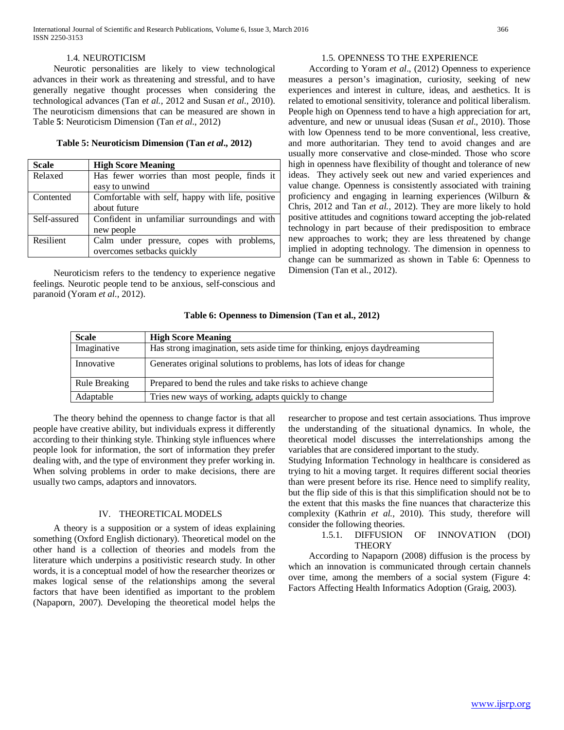### 1.4. NEUROTICISM

Neurotic personalities are likely to view technological advances in their work as threatening and stressful, and to have generally negative thought processes when considering the technological advances (Tan e*t al.,* 2012 and Susan *et al.,* 2010). The neuroticism dimensions that can be measured are shown in Table **5**: Neuroticism Dimension (Tan *et al*., 2012)

**Table 5: Neuroticism Dimension (Tan *et al*., 2012)**

| Scale | High Score Meaning |
|---|---|
| Relaxed | Has fewer worries than most people, finds it easy to unwind |
| Contented | Comfortable with self, happy with life, positive about future |
| Self-assured | Confident in unfamiliar surroundings and with new people |
| Resilient | Calm under pressure, copes with problems, overcomes setbacks quickly |

Neuroticism refers to the tendency to experience negative feelings. Neurotic people tend to be anxious, self-conscious and paranoid (Yoram *et al*., 2012).

### 1.5. OPENNESS TO THE EXPERIENCE

According to Yoram *et al*., (2012) Openness to experience measures a person's imagination, curiosity, seeking of new experiences and interest in culture, ideas, and aesthetics. It is related to emotional sensitivity, tolerance and political liberalism. People high on Openness tend to have a high appreciation for art, adventure, and new or unusual ideas (Susan *et al*., 2010). Those with low Openness tend to be more conventional, less creative, and more authoritarian. They tend to avoid changes and are usually more conservative and close-minded. Those who score high in openness have flexibility of thought and tolerance of new ideas. They actively seek out new and varied experiences and value change. Openness is consistently associated with training proficiency and engaging in learning experiences (Wilburn & Chris, 2012 and Tan *et al.,* 2012). They are more likely to hold positive attitudes and cognitions toward accepting the job-related technology in part because of their predisposition to embrace new approaches to work; they are less threatened by change implied in adopting technology. The dimension in openness to change can be summarized as shown in Table 6: Openness to Dimension (Tan et al., 2012).

**Table 6: Openness to Dimension (Tan et al., 2012)**

| Scale | High Score Meaning |
|---|---|
| Imaginative | Has strong imagination, sets aside time for thinking, enjoys daydreaming |
| Innovative | Generates original solutions to problems, has lots of ideas for change |
| Rule Breaking | Prepared to bend the rules and take risks to achieve change |
| Adaptable | Tries new ways of working, adapts quickly to change |

The theory behind the openness to change factor is that all people have creative ability, but individuals express it differently according to their thinking style. Thinking style influences where people look for information, the sort of information they prefer dealing with, and the type of environment they prefer working in. When solving problems in order to make decisions, there are usually two camps, adaptors and innovators.

## IV. THEORETICAL MODELS

A theory is a supposition or a system of ideas explaining something (Oxford English dictionary). Theoretical model on the other hand is a collection of theories and models from the literature which underpins a positivistic research study. In other words, it is a conceptual model of how the researcher theorizes or makes logical sense of the relationships among the several factors that have been identified as important to the problem (Napaporn, 2007). Developing the theoretical model helps the researcher to propose and test certain associations. Thus improve the understanding of the situational dynamics. In whole, the theoretical model discusses the interrelationships among the variables that are considered important to the study.

Studying Information Technology in healthcare is considered as trying to hit a moving target. It requires different social theories than were present before its rise. Hence need to simplify reality, but the flip side of this is that this simplification should not be to the extent that this masks the fine nuances that characterize this complexity (Kathrin *et al.,* 2010). This study, therefore will consider the following theories.

### 1.5.1. DIFFUSION OF INNOVATION (DOI) THEORY

According to Napaporn (2008) diffusion is the process by which an innovation is communicated through certain channels over time, among the members of a social system (Figure 4: Factors Affecting Health Informatics Adoption (Graig, 2003).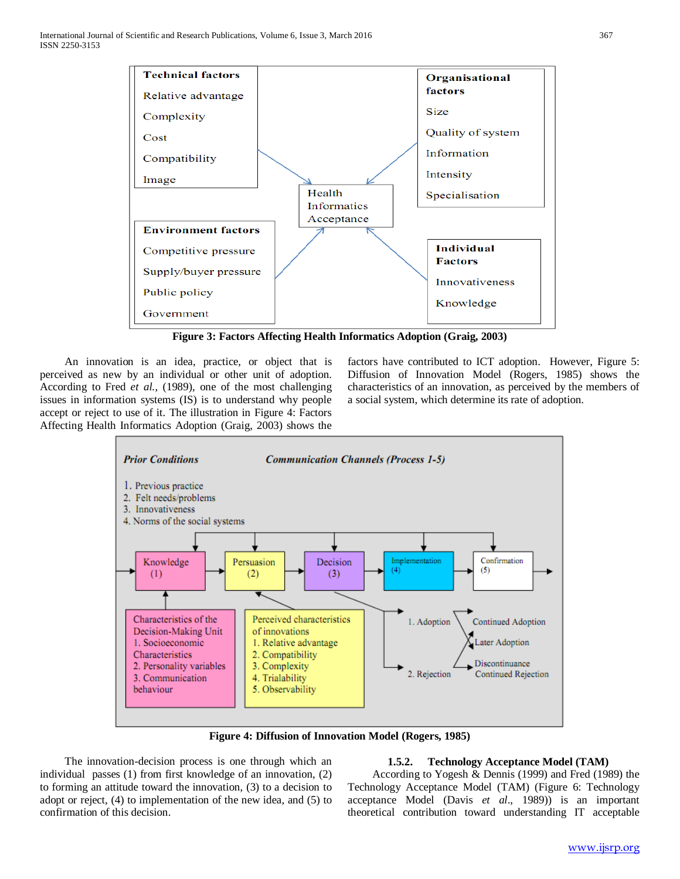**Technical factors**

Relative advantage

Complexity

Cost

Compatibility

Image

**Organisational factors**

Size

Quality of system

Information

Intensity

Specialisation

Health Informatics Acceptance

**Environment factors**

Competitive pressure

Supply/buyer pressure

Public policy

Government

**Individual Factors**

Innovativeness

Knowledge

**Figure 3: Factors Affecting Health Informatics Adoption (Graig, 2003)**

An innovation is an idea, practice, or object that is perceived as new by an individual or other unit of adoption. According to Fred *et al.*, (1989), one of the most challenging issues in information systems (IS) is to understand why people accept or reject to use of it. The illustration in Figure 4: Factors Affecting Health Informatics Adoption (Graig, 2003) shows the factors have contributed to ICT adoption. However, Figure 5: Diffusion of Innovation Model (Rogers, 1985) shows the characteristics of an innovation, as perceived by the members of a social system, which determine its rate of adoption.

***Prior Conditions***

1. Previous practice
2. Felt needs/problems
3. Innovativeness
4. Norms of the social systems

***Communication Channels (Process 1-5)***

Knowledge (1) → Persuasion (2) → Decision (3) → Implementation (4) → Confirmation (5)

Characteristics of the Decision-Making Unit
1. Socioeconomic Characteristics
2. Personality variables
3. Communication behaviour

Perceived characteristics of innovations
1. Relative advantage
2. Compatibility
3. Complexity
4. Trialability
5. Observability

1. Adoption — Continued Adoption; Discontinuance
2. Rejection — Later Adoption; Continued Rejection

**Figure 4: Diffusion of Innovation Model (Rogers, 1985)**

The innovation-decision process is one through which an individual passes (1) from first knowledge of an innovation, (2) to forming an attitude toward the innovation, (3) to a decision to adopt or reject, (4) to implementation of the new idea, and (5) to confirmation of this decision.

### 1.5.2. Technology Acceptance Model (TAM)

According to Yogesh & Dennis (1999) and Fred (1989) the Technology Acceptance Model (TAM) (Figure 6: Technology acceptance Model (Davis *et al*., 1989)) is an important theoretical contribution toward understanding IT acceptable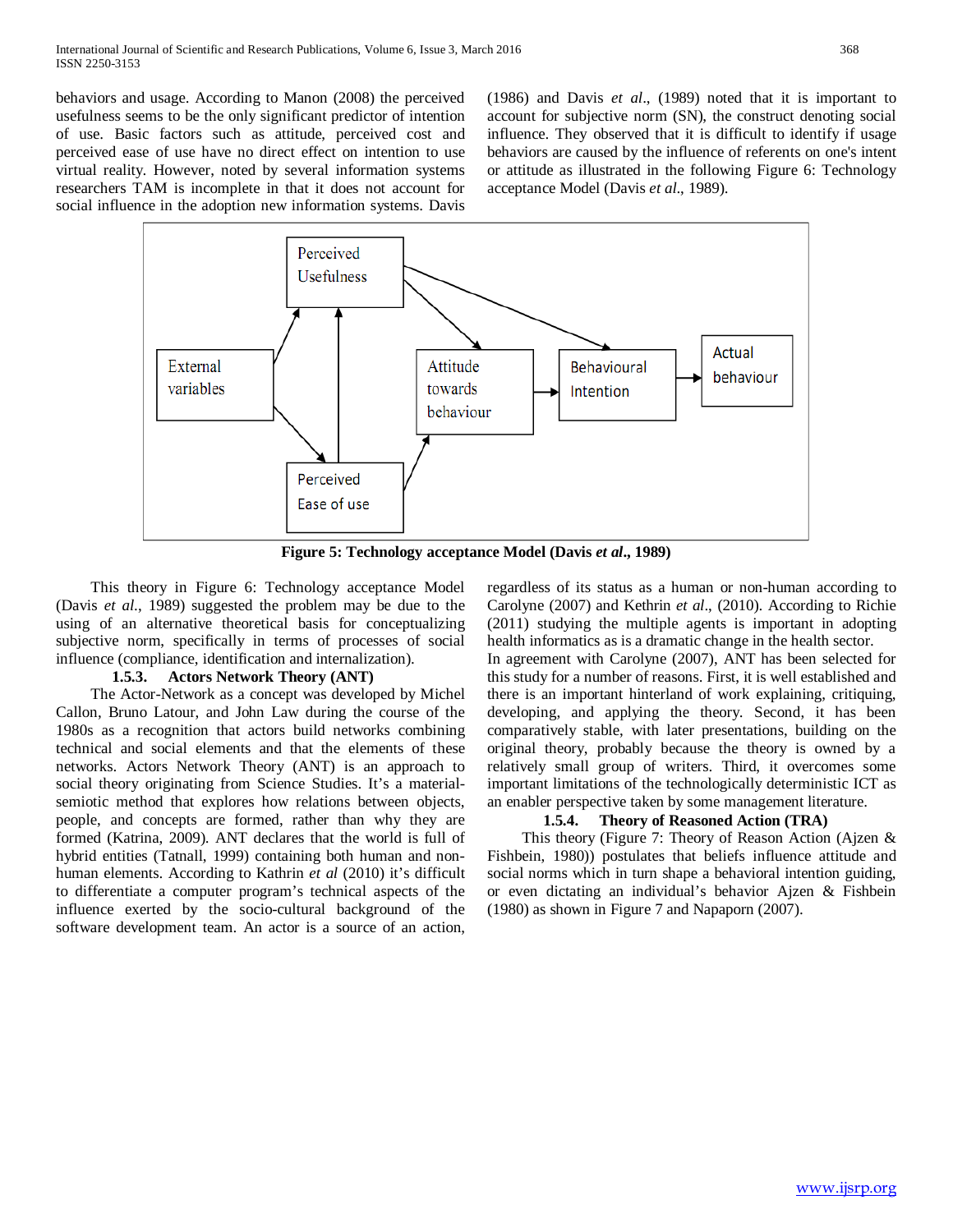behaviors and usage. According to Manon (2008) the perceived usefulness seems to be the only significant predictor of intention of use. Basic factors such as attitude, perceived cost and perceived ease of use have no direct effect on intention to use virtual reality. However, noted by several information systems researchers TAM is incomplete in that it does not account for social influence in the adoption new information systems. Davis (1986) and Davis *et al*., (1989) noted that it is important to account for subjective norm (SN), the construct denoting social influence. They observed that it is difficult to identify if usage behaviors are caused by the influence of referents on one's intent or attitude as illustrated in the following Figure 6: Technology acceptance Model (Davis *et al*., 1989).

**Figure 5: Technology acceptance Model (Davis *et al*., 1989)**

This theory in Figure 6: Technology acceptance Model (Davis *et al*., 1989) suggested the problem may be due to the using of an alternative theoretical basis for conceptualizing subjective norm, specifically in terms of processes of social influence (compliance, identification and internalization).

### 1.5.3. Actors Network Theory (ANT)

The Actor-Network as a concept was developed by Michel Callon, Bruno Latour, and John Law during the course of the 1980s as a recognition that actors build networks combining technical and social elements and that the elements of these networks. Actors Network Theory (ANT) is an approach to social theory originating from Science Studies. It's a material-semiotic method that explores how relations between objects, people, and concepts are formed, rather than why they are formed (Katrina, 2009). ANT declares that the world is full of hybrid entities (Tatnall, 1999) containing both human and non-human elements. According to Kathrin *et al* (2010) it's difficult to differentiate a computer program's technical aspects of the influence exerted by the socio-cultural background of the software development team. An actor is a source of an action, regardless of its status as a human or non-human according to Carolyne (2007) and Kethrin *et al*., (2010). According to Richie (2011) studying the multiple agents is important in adopting health informatics as is a dramatic change in the health sector.

In agreement with Carolyne (2007), ANT has been selected for this study for a number of reasons. First, it is well established and there is an important hinterland of work explaining, critiquing, developing, and applying the theory. Second, it has been comparatively stable, with later presentations, building on the original theory, probably because the theory is owned by a relatively small group of writers. Third, it overcomes some important limitations of the technologically deterministic ICT as an enabler perspective taken by some management literature.

### 1.5.4. Theory of Reasoned Action (TRA)

This theory (Figure 7: Theory of Reason Action (Ajzen & Fishbein, 1980)) postulates that beliefs influence attitude and social norms which in turn shape a behavioral intention guiding, or even dictating an individual's behavior Ajzen & Fishbein (1980) as shown in Figure 7 and Napaporn (2007).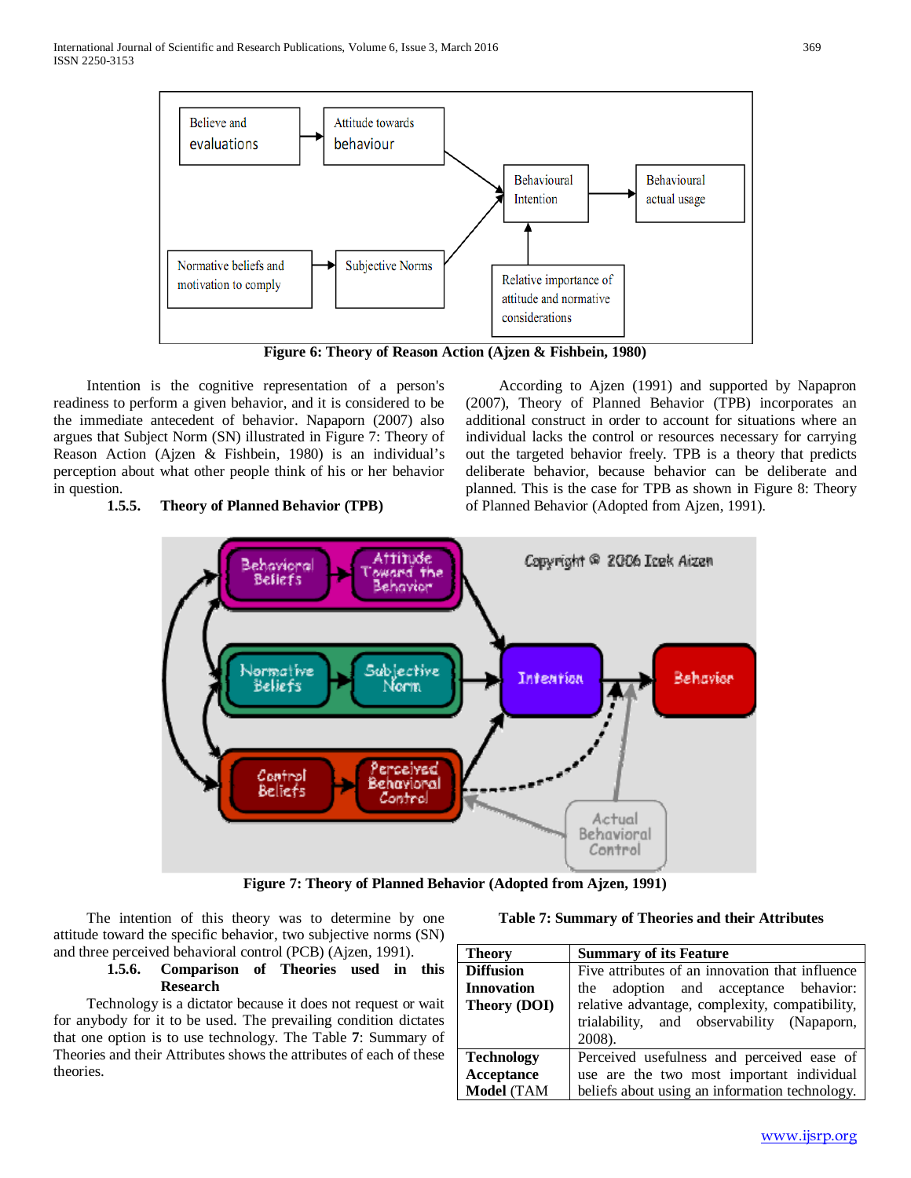Figure 6: Theory of Reason Action (Ajzen & Fishbein, 1980)

Intention is the cognitive representation of a person's readiness to perform a given behavior, and it is considered to be the immediate antecedent of behavior. Napaporn (2007) also argues that Subject Norm (SN) illustrated in Figure 7: Theory of Reason Action (Ajzen & Fishbein, 1980) is an individual's perception about what other people think of his or her behavior in question.

### 1.5.5. Theory of Planned Behavior (TPB)

According to Ajzen (1991) and supported by Napapron (2007), Theory of Planned Behavior (TPB) incorporates an additional construct in order to account for situations where an individual lacks the control or resources necessary for carrying out the targeted behavior freely. TPB is a theory that predicts deliberate behavior, because behavior can be deliberate and planned. This is the case for TPB as shown in Figure 8: Theory of Planned Behavior (Adopted from Ajzen, 1991).

Figure 7: Theory of Planned Behavior (Adopted from Ajzen, 1991)

The intention of this theory was to determine by one attitude toward the specific behavior, two subjective norms (SN) and three perceived behavioral control (PCB) (Ajzen, 1991).

### 1.5.6. Comparison of Theories used in this Research

Technology is a dictator because it does not request or wait for anybody for it to be used. The prevailing condition dictates that one option is to use technology. The Table 7: Summary of Theories and their Attributes shows the attributes of each of these theories.

**Table 7: Summary of Theories and their Attributes**

| **Theory** | **Summary of its Feature** |
|---|---|
| **Diffusion Innovation Theory (DOI)** | Five attributes of an innovation that influence the adoption and acceptance behavior: relative advantage, complexity, compatibility, trialability, and observability (Napaporn, 2008). |
| **Technology Acceptance Model** (TAM | Perceived usefulness and perceived ease of use are the two most important individual beliefs about using an information technology. |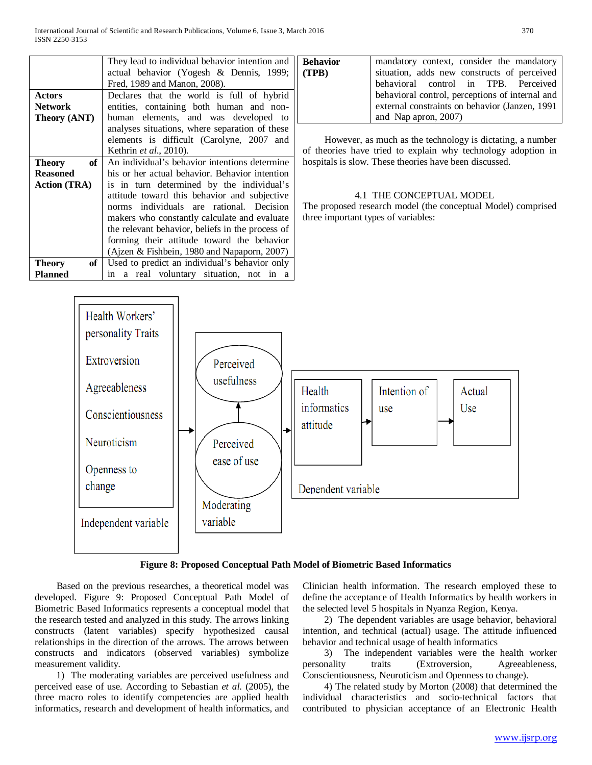| | |
|---|---|
| | They lead to individual behavior intention and actual behavior (Yogesh & Dennis, 1999; Fred, 1989 and Manon, 2008). |
| **Actors Network Theory (ANT)** | Declares that the world is full of hybrid entities, containing both human and non-human elements, and was developed to analyses situations, where separation of these elements is difficult (Carolyne, 2007 and Kethrin *et al*., 2010). |
| **Theory of Reasoned Action (TRA)** | An individual's behavior intentions determine his or her actual behavior. Behavior intention is in turn determined by the individual's attitude toward this behavior and subjective norms individuals are rational. Decision makers who constantly calculate and evaluate the relevant behavior, beliefs in the process of forming their attitude toward the behavior (Ajzen & Fishbein, 1980 and Napaporn, 2007) |
| **Theory of Planned Behavior (TPB)** | Used to predict an individual's behavior only in a real voluntary situation, not in a mandatory context, consider the mandatory situation, adds new constructs of perceived behavioral control in TPB. Perceived behavioral control, perceptions of internal and external constraints on behavior (Janzen, 1991 and Nap apron, 2007) |

However, as much as the technology is dictating, a number of theories have tried to explain why technology adoption in hospitals is slow. These theories have been discussed.

## 4.1 THE CONCEPTUAL MODEL

The proposed research model (the conceptual Model) comprised three important types of variables:

Health Workers' personality Traits: Extroversion, Agreeableness, Conscientiousness, Neuroticism, Openness to change — Independent variable

Perceived usefulness; Perceived ease of use — Moderating variable

Health informatics attitude → Intention of use → Actual Use — Dependent variable

**Figure 8: Proposed Conceptual Path Model of Biometric Based Informatics**

Based on the previous researches, a theoretical model was developed. Figure 9: Proposed Conceptual Path Model of Biometric Based Informatics represents a conceptual model that the research tested and analyzed in this study. The arrows linking constructs (latent variables) specify hypothesized causal relationships in the direction of the arrows. The arrows between constructs and indicators (observed variables) symbolize measurement validity.

1) The moderating variables are perceived usefulness and perceived ease of use. According to Sebastian *et al.* (2005), the three macro roles to identify competencies are applied health informatics, research and development of health informatics, and Clinician health information. The research employed these to define the acceptance of Health Informatics by health workers in the selected level 5 hospitals in Nyanza Region, Kenya.

2) The dependent variables are usage behavior, behavioral intention, and technical (actual) usage. The attitude influenced behavior and technical usage of health informatics

3) The independent variables were the health worker personality traits (Extroversion, Agreeableness, Conscientiousness, Neuroticism and Openness to change).

4) The related study by Morton (2008) that determined the individual characteristics and socio-technical factors that contributed to physician acceptance of an Electronic Health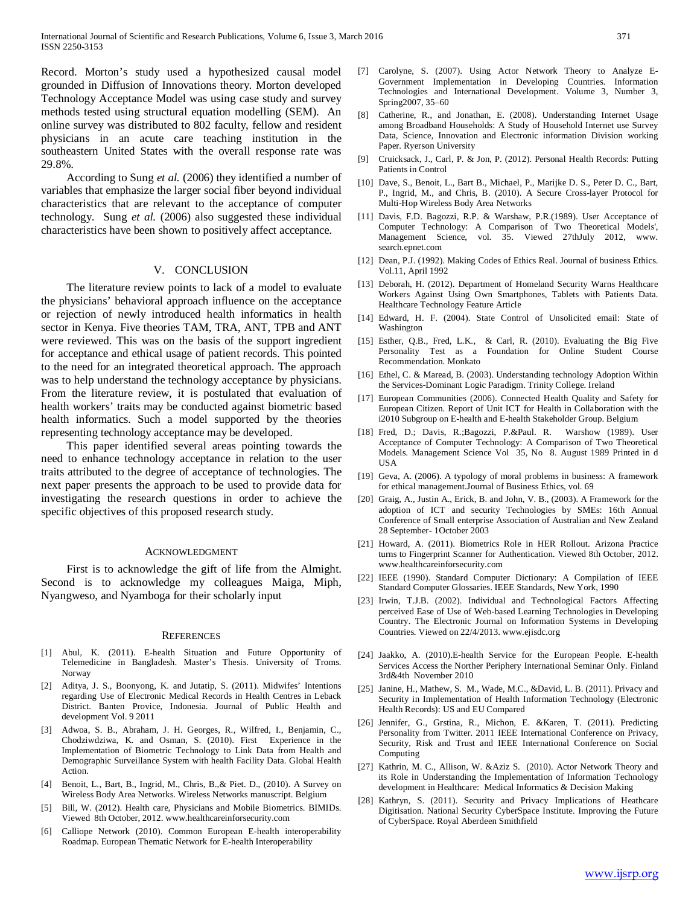Record. Morton's study used a hypothesized causal model grounded in Diffusion of Innovations theory. Morton developed Technology Acceptance Model was using case study and survey methods tested using structural equation modelling (SEM). An online survey was distributed to 802 faculty, fellow and resident physicians in an acute care teaching institution in the southeastern United States with the overall response rate was 29.8%.

According to Sung *et al.* (2006) they identified a number of variables that emphasize the larger social fiber beyond individual characteristics that are relevant to the acceptance of computer technology. Sung *et al.* (2006) also suggested these individual characteristics have been shown to positively affect acceptance.

## V. CONCLUSION

The literature review points to lack of a model to evaluate the physicians' behavioral approach influence on the acceptance or rejection of newly introduced health informatics in health sector in Kenya. Five theories TAM, TRA, ANT, TPB and ANT were reviewed. This was on the basis of the support ingredient for acceptance and ethical usage of patient records. This pointed to the need for an integrated theoretical approach. The approach was to help understand the technology acceptance by physicians. From the literature review, it is postulated that evaluation of health workers' traits may be conducted against biometric based health informatics. Such a model supported by the theories representing technology acceptance may be developed.

This paper identified several areas pointing towards the need to enhance technology acceptance in relation to the user traits attributed to the degree of acceptance of technologies. The next paper presents the approach to be used to provide data for investigating the research questions in order to achieve the specific objectives of this proposed research study.

## ACKNOWLEDGMENT

First is to acknowledge the gift of life from the Almight. Second is to acknowledge my colleagues Maiga, Miph, Nyangweso, and Nyamboga for their scholarly input

## REFERENCES

[1] Abul, K. (2011). E-health Situation and Future Opportunity of Telemedicine in Bangladesh. Master's Thesis. University of Troms. Norway

[2] Aditya, J. S., Boonyong, K. and Jutatip, S. (2011). Midwifes' Intentions regarding Use of Electronic Medical Records in Health Centres in Leback District. Banten Provice, Indonesia. Journal of Public Health and development Vol. 9 2011

[3] Adwoa, S. B., Abraham, J. H. Georges, R., Wilfred, I., Benjamin, C., Chodziwdziwa, K. and Osman, S. (2010). First Experience in the Implementation of Biometric Technology to Link Data from Health and Demographic Surveillance System with health Facility Data. Global Health Action.

[4] Benoit, L., Bart, B., Ingrid, M., Chris, B.,& Piet. D., (2010). A Survey on Wireless Body Area Networks. Wireless Networks manuscript. Belgium

[5] Bill, W. (2012). Health care, Physicians and Mobile Biometrics. BIMIDs. Viewed 8th October, 2012. www.healthcareinforsecurity.com

[6] Calliope Network (2010). Common European E-health interoperability Roadmap. European Thematic Network for E-health Interoperability

[7] Carolyne, S. (2007). Using Actor Network Theory to Analyze E-Government Implementation in Developing Countries. Information Technologies and International Development. Volume 3, Number 3, Spring2007, 35–60

[8] Catherine, R., and Jonathan, E. (2008). Understanding Internet Usage among Broadband Households: A Study of Household Internet use Survey Data, Science, Innovation and Electronic information Division working Paper. Ryerson University

[9] Cruicksack, J., Carl, P. & Jon, P. (2012). Personal Health Records: Putting Patients in Control

[10] Dave, S., Benoit, L., Bart B., Michael, P., Marijke D. S., Peter D. C., Bart, P., Ingrid, M., and Chris, B. (2010). A Secure Cross-layer Protocol for Multi-Hop Wireless Body Area Networks

[11] Davis, F.D. Bagozzi, R.P. & Warshaw, P.R.(1989). User Acceptance of Computer Technology: A Comparison of Two Theoretical Models', Management Science, vol. 35. Viewed 27thJuly 2012, www. search.epnet.com

[12] Dean, P.J. (1992). Making Codes of Ethics Real. Journal of business Ethics. Vol.11, April 1992

[13] Deborah, H. (2012). Department of Homeland Security Warns Healthcare Workers Against Using Own Smartphones, Tablets with Patients Data. Healthcare Technology Feature Article

[14] Edward, H. F. (2004). State Control of Unsolicited email: State of Washington

[15] Esther, Q.B., Fred, L.K., & Carl, R. (2010). Evaluating the Big Five Personality Test as a Foundation for Online Student Course Recommendation. Monkato

[16] Ethel, C. & Maread, B. (2003). Understanding technology Adoption Within the Services-Dominant Logic Paradigm. Trinity College. Ireland

[17] European Communities (2006). Connected Health Quality and Safety for European Citizen. Report of Unit ICT for Health in Collaboration with the i2010 Subgroup on E-health and E-health Stakeholder Group. Belgium

[18] Fred, D.; Davis, R.;Bagozzi, P.&Paul. R. Warshow (1989). User Acceptance of Computer Technology: A Comparison of Two Theoretical Models. Management Science Vol 35, No 8. August 1989 Printed in d USA

[19] Geva, A. (2006). A typology of moral problems in business: A framework for ethical management.Journal of Business Ethics, vol. 69

[20] Graig, A., Justin A., Erick, B. and John, V. B., (2003). A Framework for the adoption of ICT and security Technologies by SMEs: 16th Annual Conference of Small enterprise Association of Australian and New Zealand 28 September- 1October 2003

[21] Howard, A. (2011). Biometrics Role in HER Rollout. Arizona Practice turns to Fingerprint Scanner for Authentication. Viewed 8th October, 2012. www.healthcareinforsecurity.com

[22] IEEE (1990). Standard Computer Dictionary: A Compilation of IEEE Standard Computer Glossaries. IEEE Standards, New York, 1990

[23] Irwin, T.J.B. (2002). Individual and Technological Factors Affecting perceived Ease of Use of Web-based Learning Technologies in Developing Country. The Electronic Journal on Information Systems in Developing Countries. Viewed on 22/4/2013. www.ejisdc.org

[24] Jaakko, A. (2010).E-health Service for the European People. E-health Services Access the Norther Periphery International Seminar Only. Finland 3rd&4th November 2010

[25] Janine, H., Mathew, S. M., Wade, M.C., &David, L. B. (2011). Privacy and Security in Implementation of Health Information Technology (Electronic Health Records): US and EU Compared

[26] Jennifer, G., Grstina, R., Michon, E. &Karen, T. (2011). Predicting Personality from Twitter. 2011 IEEE International Conference on Privacy, Security, Risk and Trust and IEEE International Conference on Social Computing

[27] Kathrin, M. C., Allison, W. &Aziz S. (2010). Actor Network Theory and its Role in Understanding the Implementation of Information Technology development in Healthcare: Medical Informatics & Decision Making

[28] Kathryn, S. (2011). Security and Privacy Implications of Heathcare Digitisation. National Security CyberSpace Institute. Improving the Future of CyberSpace. Royal Aberdeen Smithfield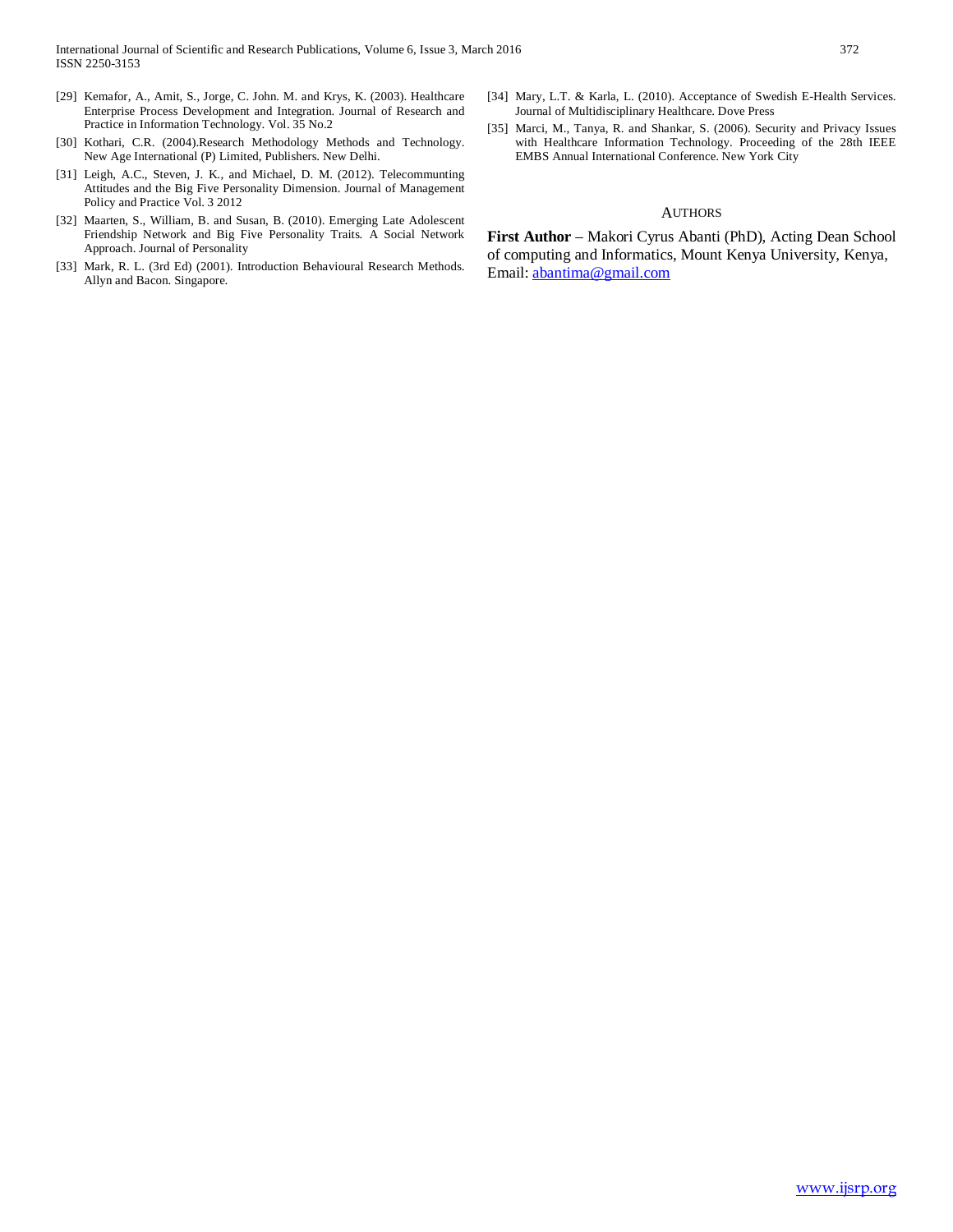[29] Kemafor, A., Amit, S., Jorge, C. John. M. and Krys, K. (2003). Healthcare Enterprise Process Development and Integration. Journal of Research and Practice in Information Technology. Vol. 35 No.2

[30] Kothari, C.R. (2004).Research Methodology Methods and Technology. New Age International (P) Limited, Publishers. New Delhi.

[31] Leigh, A.C., Steven, J. K., and Michael, D. M. (2012). Telecommunting Attitudes and the Big Five Personality Dimension. Journal of Management Policy and Practice Vol. 3 2012

[32] Maarten, S., William, B. and Susan, B. (2010). Emerging Late Adolescent Friendship Network and Big Five Personality Traits. A Social Network Approach. Journal of Personality

[33] Mark, R. L. (3rd Ed) (2001). Introduction Behavioural Research Methods. Allyn and Bacon. Singapore.

[34] Mary, L.T. & Karla, L. (2010). Acceptance of Swedish E-Health Services. Journal of Multidisciplinary Healthcare. Dove Press

[35] Marci, M., Tanya, R. and Shankar, S. (2006). Security and Privacy Issues with Healthcare Information Technology. Proceeding of the 28th IEEE EMBS Annual International Conference. New York City

## AUTHORS

**First Author** – Makori Cyrus Abanti (PhD), Acting Dean School of computing and Informatics, Mount Kenya University, Kenya, Email: abantima@gmail.com